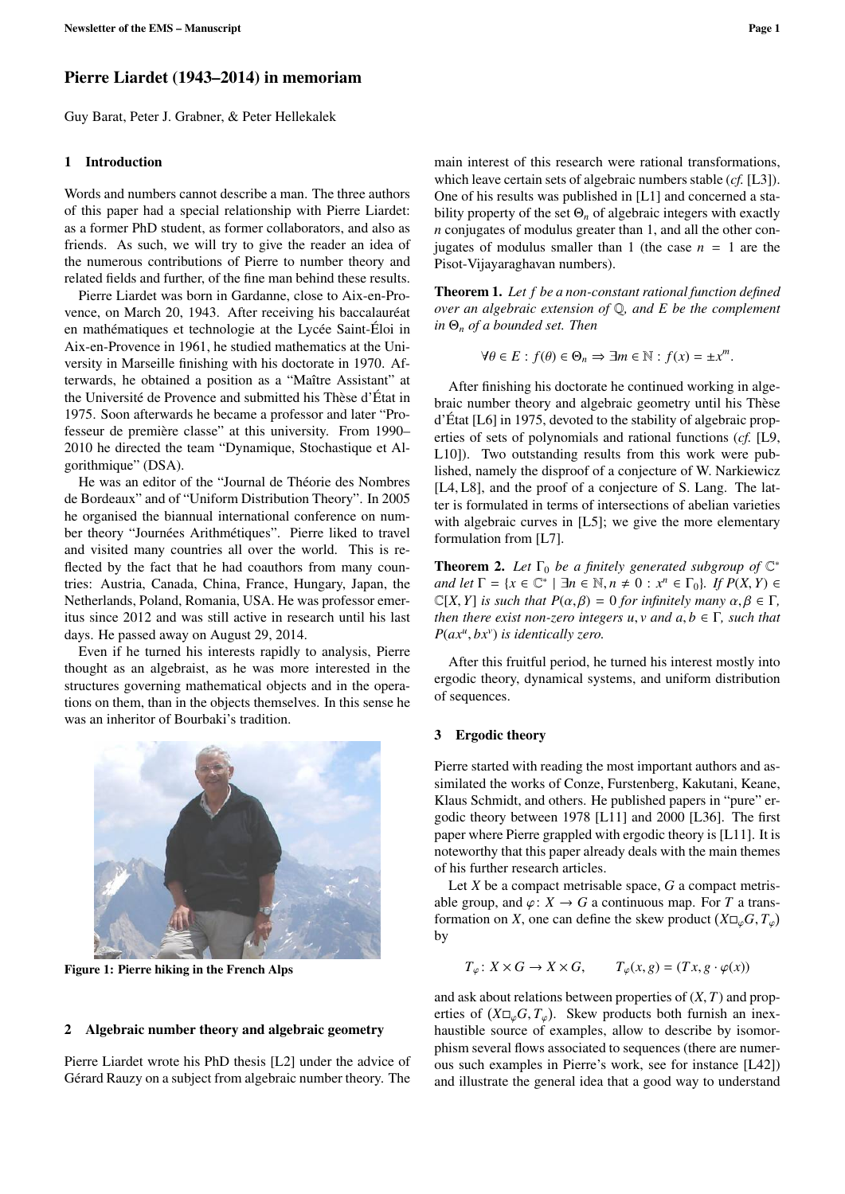# Pierre Liardet (1943–2014) in memoriam

Guy Barat, Peter J. Grabner, & Peter Hellekalek

## 1 Introduction

Words and numbers cannot describe a man. The three authors of this paper had a special relationship with Pierre Liardet: as a former PhD student, as former collaborators, and also as friends. As such, we will try to give the reader an idea of the numerous contributions of Pierre to number theory and related fields and further, of the fine man behind these results.

Pierre Liardet was born in Gardanne, close to Aix-en-Provence, on March 20, 1943. After receiving his baccalauréat en mathématiques et technologie at the Lycée Saint-Éloi in Aix-en-Provence in 1961, he studied mathematics at the University in Marseille finishing with his doctorate in 1970. Afterwards, he obtained a position as a "Maître Assistant" at the Université de Provence and submitted his Thèse d'État in 1975. Soon afterwards he became a professor and later "Professeur de première classe" at this university. From 1990–2010 he directed the team "Dynamique, Stochastique et Algorithmique" (DSA).

He was an editor of the "Journal de Théorie des Nombres de Bordeaux" and of "Uniform Distribution Theory". In 2005 he organised the biannual international conference on number theory "Journées Arithmétiques". Pierre liked to travel and visited many countries all over the world. This is reflected by the fact that he had coauthors from many countries: Austria, Canada, China, France, Hungary, Japan, the Netherlands, Poland, Romania, USA. He was professor emeritus since 2012 and was still active in research until his last days. He passed away on August 29, 2014.

Even if he turned his interests rapidly to analysis, Pierre thought as an algebraist, as he was more interested in the structures governing mathematical objects and in the operations on them, than in the objects themselves. In this sense he was an inheritor of Bourbaki's tradition.

Figure 1: Pierre hiking in the French Alps

## 2 Algebraic number theory and algebraic geometry

Pierre Liardet wrote his PhD thesis [L2] under the advice of Gérard Rauzy on a subject from algebraic number theory. The main interest of this research were rational transformations, which leave certain sets of algebraic numbers stable (*cf.* [L3]). One of his results was published in [L1] and concerned a stability property of the set $\Theta_n$ of algebraic integers with exactly $n$ conjugates of modulus greater than 1, and all the other conjugates of modulus smaller than 1 (the case $n = 1$ are the Pisot-Vijayaraghavan numbers).

**Theorem 1.** *Let $f$ be a non-constant rational function defined over an algebraic extension of $\mathbb{Q}$, and $E$ be the complement in $\Theta_n$ of a bounded set. Then*

$$\forall \theta \in E : f(\theta) \in \Theta_n \Rightarrow \exists m \in \mathbb{N} : f(x) = \pm x^m.$$

After finishing his doctorate he continued working in algebraic number theory and algebraic geometry until his Thèse d'État [L6] in 1975, devoted to the stability of algebraic properties of sets of polynomials and rational functions (*cf.* [L9, L10]). Two outstanding results from this work were published, namely the disproof of a conjecture of W. Narkiewicz [L4, L8], and the proof of a conjecture of S. Lang. The latter is formulated in terms of intersections of abelian varieties with algebraic curves in [L5]; we give the more elementary formulation from [L7].

**Theorem 2.** *Let $\Gamma_0$ be a finitely generated subgroup of $\mathbb{C}^*$ and let $\Gamma = \{x \in \mathbb{C}^* \mid \exists n \in \mathbb{N}, n \neq 0 : x^n \in \Gamma_0\}$. If $P(X, Y) \in \mathbb{C}[X, Y]$ is such that $P(\alpha, \beta) = 0$ for infinitely many $\alpha, \beta \in \Gamma$, then there exist non-zero integers $u, v$ and $a, b \in \Gamma$, such that $P(ax^u, bx^v)$ is identically zero.*

After this fruitful period, he turned his interest mostly into ergodic theory, dynamical systems, and uniform distribution of sequences.

## 3 Ergodic theory

Pierre started with reading the most important authors and assimilated the works of Conze, Furstenberg, Kakutani, Keane, Klaus Schmidt, and others. He published papers in "pure" ergodic theory between 1978 [L11] and 2000 [L36]. The first paper where Pierre grappled with ergodic theory is [L11]. It is noteworthy that this paper already deals with the main themes of his further research articles.

Let $X$ be a compact metrisable space, $G$ a compact metrisable group, and $\varphi \colon X \to G$ a continuous map. For $T$ a transformation on $X$, one can define the skew product $(X \square_\varphi G, T_\varphi)$ by

$$T_\varphi \colon X \times G \to X \times G, \qquad T_\varphi(x, g) = (Tx, g \cdot \varphi(x))$$

and ask about relations between properties of $(X, T)$ and properties of $(X \square_\varphi G, T_\varphi)$. Skew products both furnish an inexhaustible source of examples, allow to describe by isomorphism several flows associated to sequences (there are numerous such examples in Pierre's work, see for instance [L42]) and illustrate the general idea that a good way to understand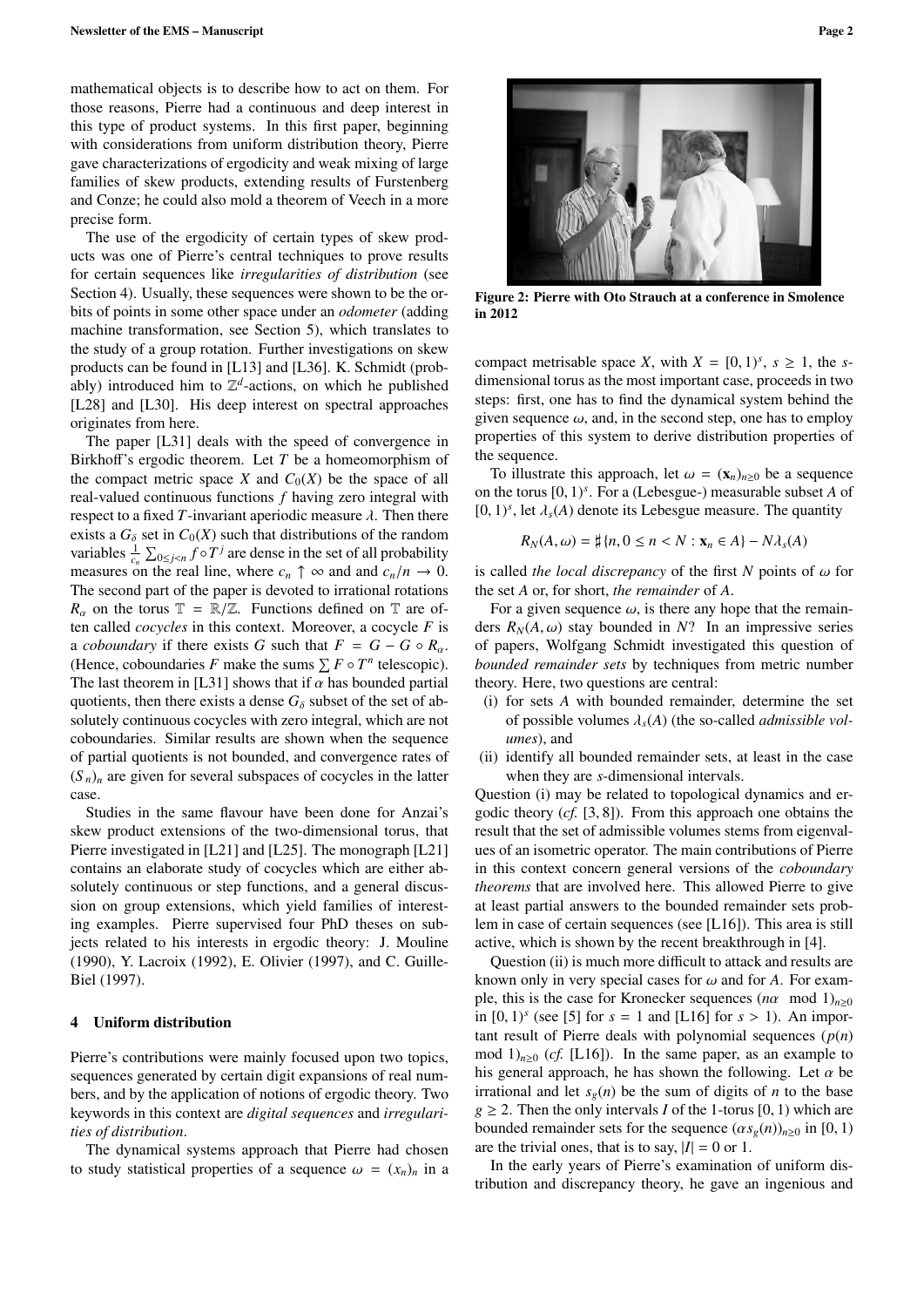mathematical objects is to describe how to act on them. For those reasons, Pierre had a continuous and deep interest in this type of product systems. In this first paper, beginning with considerations from uniform distribution theory, Pierre gave characterizations of ergodicity and weak mixing of large families of skew products, extending results of Furstenberg and Conze; he could also mold a theorem of Veech in a more precise form.

The use of the ergodicity of certain types of skew products was one of Pierre's central techniques to prove results for certain sequences like *irregularities of distribution* (see Section 4). Usually, these sequences were shown to be the orbits of points in some other space under an *odometer* (adding machine transformation, see Section 5), which translates to the study of a group rotation. Further investigations on skew products can be found in [L13] and [L36]. K. Schmidt (probably) introduced him to $\mathbb{Z}^d$-actions, on which he published [L28] and [L30]. His deep interest on spectral approaches originates from here.

The paper [L31] deals with the speed of convergence in Birkhoff's ergodic theorem. Let $T$ be a homeomorphism of the compact metric space $X$ and $C_0(X)$ be the space of all real-valued continuous functions $f$ having zero integral with respect to a fixed $T$-invariant aperiodic measure $\lambda$. Then there exists a $G_\delta$ set in $C_0(X)$ such that distributions of the random variables $\frac{1}{c_n}\sum_{0\le j<n} f\circ T^j$ are dense in the set of all probability measures on the real line, where $c_n \uparrow \infty$ and and $c_n/n \to 0$. The second part of the paper is devoted to irrational rotations $R_\alpha$ on the torus $\mathbb{T} = \mathbb{R}/\mathbb{Z}$. Functions defined on $\mathbb{T}$ are often called *cocycles* in this context. Moreover, a cocycle $F$ is a *coboundary* if there exists $G$ such that $F = G - G\circ R_\alpha$. (Hence, coboundaries $F$ make the sums $\sum F\circ T^n$ telescopic). The last theorem in [L31] shows that if $\alpha$ has bounded partial quotients, then there exists a dense $G_\delta$ subset of the set of absolutely continuous cocycles with zero integral, which are not coboundaries. Similar results are shown when the sequence of partial quotients is not bounded, and convergence rates of $(S_n)_n$ are given for several subspaces of cocycles in the latter case.

Studies in the same flavour have been done for Anzai's skew product extensions of the two-dimensional torus, that Pierre investigated in [L21] and [L25]. The monograph [L21] contains an elaborate study of cocycles which are either absolutely continuous or step functions, and a general discussion on group extensions, which yield families of interesting examples. Pierre supervised four PhD theses on subjects related to his interests in ergodic theory: J. Mouline (1990), Y. Lacroix (1992), E. Olivier (1997), and C. Guille-Biel (1997).

## 4 Uniform distribution

Pierre's contributions were mainly focused upon two topics, sequences generated by certain digit expansions of real numbers, and by the application of notions of ergodic theory. Two keywords in this context are *digital sequences* and *irregularities of distribution*.

The dynamical systems approach that Pierre had chosen to study statistical properties of a sequence $\omega = (x_n)_n$ in a compact metrisable space $X$, with $X = [0,1)^s$, $s \ge 1$, the $s$-dimensional torus as the most important case, proceeds in two steps: first, one has to find the dynamical system behind the given sequence $\omega$, and, in the second step, one has to employ properties of this system to derive distribution properties of the sequence.

**Figure 2: Pierre with Oto Strauch at a conference in Smolence in 2012**

To illustrate this approach, let $\omega = (\mathbf{x}_n)_{n\ge 0}$ be a sequence on the torus $[0,1)^s$. For a (Lebesgue-) measurable subset $A$ of $[0,1)^s$, let $\lambda_s(A)$ denote its Lebesgue measure. The quantity

$$R_N(A,\omega) = \sharp\{n, 0 \le n < N : \mathbf{x}_n \in A\} - N\lambda_s(A)$$

is called *the local discrepancy* of the first $N$ points of $\omega$ for the set $A$ or, for short, *the remainder* of $A$.

For a given sequence $\omega$, is there any hope that the remainders $R_N(A,\omega)$ stay bounded in $N$? In an impressive series of papers, Wolfgang Schmidt investigated this question of *bounded remainder sets* by techniques from metric number theory. Here, two questions are central:

(i) for sets $A$ with bounded remainder, determine the set of possible volumes $\lambda_s(A)$ (the so-called *admissible volumes*), and

(ii) identify all bounded remainder sets, at least in the case when they are $s$-dimensional intervals.

Question (i) may be related to topological dynamics and ergodic theory (*cf.* [3, 8]). From this approach one obtains the result that the set of admissible volumes stems from eigenvalues of an isometric operator. The main contributions of Pierre in this context concern general versions of the *coboundary theorems* that are involved here. This allowed Pierre to give at least partial answers to the bounded remainder sets problem in case of certain sequences (see [L16]). This area is still active, which is shown by the recent breakthrough in [4].

Question (ii) is much more difficult to attack and results are known only in very special cases for $\omega$ and for $A$. For example, this is the case for Kronecker sequences $(n\alpha \mod 1)_{n\ge 0}$ in $[0,1)^s$ (see [5] for $s = 1$ and [L16] for $s > 1$). An important result of Pierre deals with polynomial sequences $(p(n) \mod 1)_{n\ge 0}$ (*cf.* [L16]). In the same paper, as an example to his general approach, he has shown the following. Let $\alpha$ be irrational and let $s_g(n)$ be the sum of digits of $n$ to the base $g \ge 2$. Then the only intervals $I$ of the 1-torus $[0,1)$ which are bounded remainder sets for the sequence $(\alpha s_g(n))_{n\ge 0}$ in $[0,1)$ are the trivial ones, that is to say, $|I| = 0$ or $1$.

In the early years of Pierre's examination of uniform distribution and discrepancy theory, he gave an ingenious and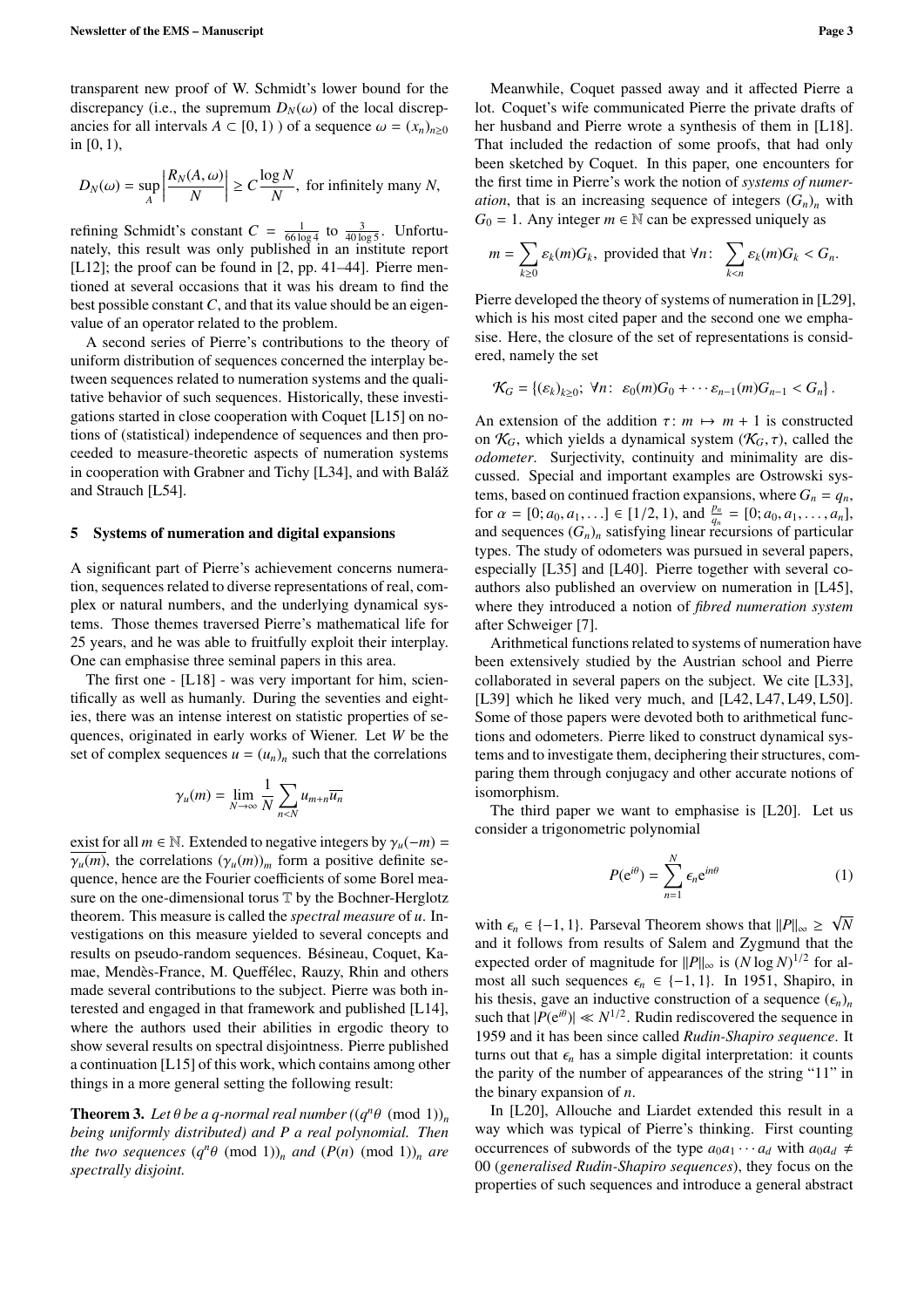transparent new proof of W. Schmidt's lower bound for the discrepancy (i.e., the supremum $D_N(\omega)$ of the local discrepancies for all intervals $A \subset [0,1)$ ) of a sequence $\omega = (x_n)_{n\geq 0}$ in $[0,1)$,

$$D_N(\omega) = \sup_A \left| \frac{R_N(A,\omega)}{N} \right| \geq C \frac{\log N}{N}, \text{ for infinitely many } N,$$

refining Schmidt's constant $C = \frac{1}{66 \log 4}$ to $\frac{3}{40 \log 5}$. Unfortunately, this result was only published in an institute report [L12]; the proof can be found in [2, pp. 41–44]. Pierre mentioned at several occasions that it was his dream to find the best possible constant $C$, and that its value should be an eigenvalue of an operator related to the problem.

A second series of Pierre's contributions to the theory of uniform distribution of sequences concerned the interplay between sequences related to numeration systems and the qualitative behavior of such sequences. Historically, these investigations started in close cooperation with Coquet [L15] on notions of (statistical) independence of sequences and then proceeded to measure-theoretic aspects of numeration systems in cooperation with Grabner and Tichy [L34], and with Baláž and Strauch [L54].

## 5 Systems of numeration and digital expansions

A significant part of Pierre's achievement concerns numeration, sequences related to diverse representations of real, complex or natural numbers, and the underlying dynamical systems. Those themes traversed Pierre's mathematical life for 25 years, and he was able to fruitfully exploit their interplay. One can emphasise three seminal papers in this area.

The first one - [L18] - was very important for him, scientifically as well as humanly. During the seventies and eighties, there was an intense interest on statistic properties of sequences, originated in early works of Wiener. Let $W$ be the set of complex sequences $u = (u_n)_n$ such that the correlations

$$\gamma_u(m) = \lim_{N\to\infty} \frac{1}{N} \sum_{n<N} u_{m+n}\overline{u_n}$$

exist for all $m \in \mathbb{N}$. Extended to negative integers by $\gamma_u(-m) = \overline{\gamma_u(m)}$, the correlations $(\gamma_u(m))_m$ form a positive definite sequence, hence are the Fourier coefficients of some Borel measure on the one-dimensional torus $\mathbb{T}$ by the Bochner-Herglotz theorem. This measure is called the *spectral measure* of $u$. Investigations on this measure yielded to several concepts and results on pseudo-random sequences. Bésineau, Coquet, Kamae, Mendès-France, M. Queffélec, Rauzy, Rhin and others made several contributions to the subject. Pierre was both interested and engaged in that framework and published [L14], where the authors used their abilities in ergodic theory to show several results on spectral disjointness. Pierre published a continuation [L15] of this work, which contains among other things in a more general setting the following result:

**Theorem 3.** *Let $\theta$ be a $q$-normal real number ($(q^n\theta \pmod 1))_n$ being uniformly distributed) and $P$ a real polynomial. Then the two sequences $(q^n\theta \pmod 1))_n$ and $(P(n) \pmod 1))_n$ are spectrally disjoint.*

Meanwhile, Coquet passed away and it affected Pierre a lot. Coquet's wife communicated Pierre the private drafts of her husband and Pierre wrote a synthesis of them in [L18]. That included the redaction of some proofs, that had only been sketched by Coquet. In this paper, one encounters for the first time in Pierre's work the notion of *systems of numeration*, that is an increasing sequence of integers $(G_n)_n$ with $G_0 = 1$. Any integer $m \in \mathbb{N}$ can be expressed uniquely as

$$m = \sum_{k\geq 0} \varepsilon_k(m) G_k, \text{ provided that } \forall n\colon \sum_{k<n} \varepsilon_k(m) G_k < G_n.$$

Pierre developed the theory of systems of numeration in [L29], which is his most cited paper and the second one we emphasise. Here, the closure of the set of representations is considered, namely the set

$$\mathcal{K}_G = \{(\varepsilon_k)_{k\geq 0};\ \forall n\colon\ \varepsilon_0(m)G_0 + \cdots \varepsilon_{n-1}(m)G_{n-1} < G_n\}.$$

An extension of the addition $\tau\colon m \mapsto m+1$ is constructed on $\mathcal{K}_G$, which yields a dynamical system $(\mathcal{K}_G, \tau)$, called the *odometer*. Surjectivity, continuity and minimality are discussed. Special and important examples are Ostrowski systems, based on continued fraction expansions, where $G_n = q_n$, for $\alpha = [0; a_0, a_1, \ldots] \in [1/2, 1)$, and $\frac{p_n}{q_n} = [0; a_0, a_1, \ldots, a_n]$, and sequences $(G_n)_n$ satisfying linear recursions of particular types. The study of odometers was pursued in several papers, especially [L35] and [L40]. Pierre together with several coauthors also published an overview on numeration in [L45], where they introduced a notion of *fibred numeration system* after Schweiger [7].

Arithmetical functions related to systems of numeration have been extensively studied by the Austrian school and Pierre collaborated in several papers on the subject. We cite [L33], [L39] which he liked very much, and [L42, L47, L49, L50]. Some of those papers were devoted both to arithmetical functions and odometers. Pierre liked to construct dynamical systems and to investigate them, deciphering their structures, comparing them through conjugacy and other accurate notions of isomorphism.

The third paper we want to emphasise is [L20]. Let us consider a trigonometric polynomial

$$P(e^{i\theta}) = \sum_{n=1}^{N} \epsilon_n e^{in\theta} \tag{1}$$

with $\epsilon_n \in \{-1, 1\}$. Parseval Theorem shows that $\|P\|_\infty \geq \sqrt{N}$ and it follows from results of Salem and Zygmund that the expected order of magnitude for $\|P\|_\infty$ is $(N \log N)^{1/2}$ for almost all such sequences $\epsilon_n \in \{-1, 1\}$. In 1951, Shapiro, in his thesis, gave an inductive construction of a sequence $(\epsilon_n)_n$ such that $|P(e^{i\theta})| \ll N^{1/2}$. Rudin rediscovered the sequence in 1959 and it has been since called *Rudin-Shapiro sequence*. It turns out that $\epsilon_n$ has a simple digital interpretation: it counts the parity of the number of appearances of the string "11" in the binary expansion of $n$.

In [L20], Allouche and Liardet extended this result in a way which was typical of Pierre's thinking. First counting occurrences of subwords of the type $a_0a_1\cdots a_d$ with $a_0a_d \neq 00$ (*generalised Rudin-Shapiro sequences*), they focus on the properties of such sequences and introduce a general abstract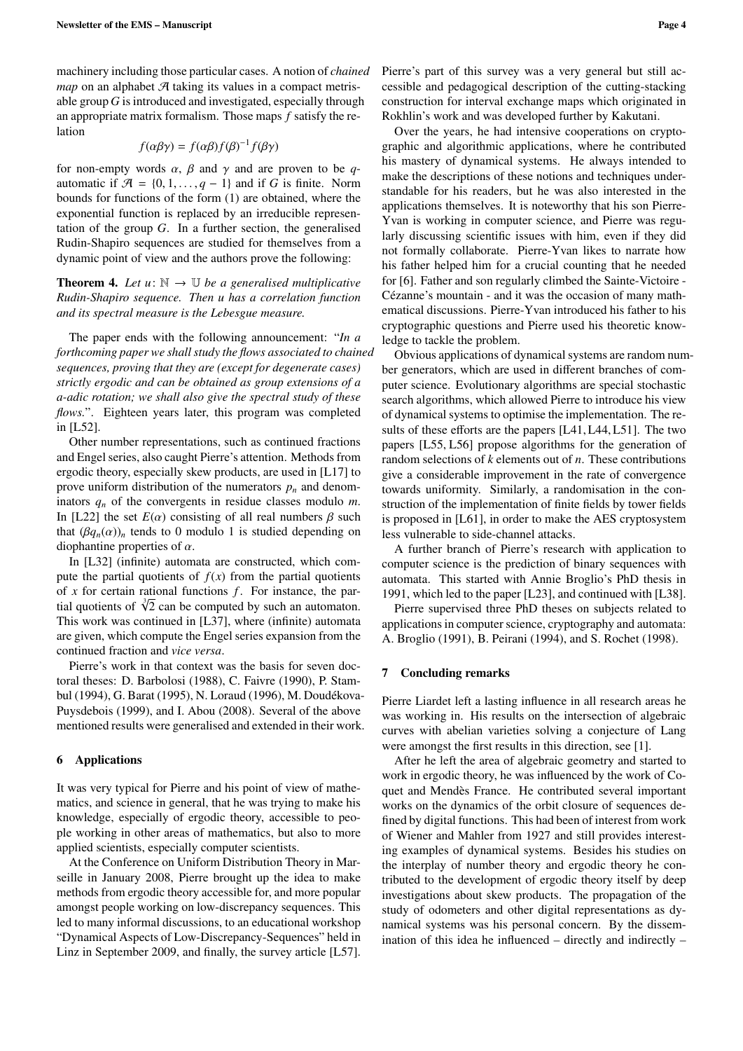machinery including those particular cases. A notion of *chained map* on an alphabet $\mathcal{A}$ taking its values in a compact metrisable group $G$ is introduced and investigated, especially through an appropriate matrix formalism. Those maps $f$ satisfy the relation

$$f(\alpha\beta\gamma) = f(\alpha\beta)f(\beta)^{-1}f(\beta\gamma)$$

for non-empty words $\alpha$, $\beta$ and $\gamma$ and are proven to be $q$-automatic if $\mathcal{A} = \{0, 1, \ldots, q-1\}$ and if $G$ is finite. Norm bounds for functions of the form (1) are obtained, where the exponential function is replaced by an irreducible representation of the group $G$. In a further section, the generalised Rudin-Shapiro sequences are studied for themselves from a dynamic point of view and the authors prove the following:

**Theorem 4.** *Let $u\colon \mathbb{N} \to \mathbb{U}$ be a generalised multiplicative Rudin-Shapiro sequence. Then $u$ has a correlation function and its spectral measure is the Lebesgue measure.*

The paper ends with the following announcement: "*In a forthcoming paper we shall study the flows associated to chained sequences, proving that they are (except for degenerate cases) strictly ergodic and can be obtained as group extensions of a a-adic rotation; we shall also give the spectral study of these flows.*". Eighteen years later, this program was completed in [L52].

Other number representations, such as continued fractions and Engel series, also caught Pierre's attention. Methods from ergodic theory, especially skew products, are used in [L17] to prove uniform distribution of the numerators $p_n$ and denominators $q_n$ of the convergents in residue classes modulo $m$. In [L22] the set $E(\alpha)$ consisting of all real numbers $\beta$ such that $(\beta q_n(\alpha))_n$ tends to 0 modulo 1 is studied depending on diophantine properties of $\alpha$.

In [L32] (infinite) automata are constructed, which compute the partial quotients of $f(x)$ from the partial quotients of $x$ for certain rational functions $f$. For instance, the partial quotients of $\sqrt[3]{2}$ can be computed by such an automaton. This work was continued in [L37], where (infinite) automata are given, which compute the Engel series expansion from the continued fraction and *vice versa*.

Pierre's work in that context was the basis for seven doctoral theses: D. Barbolosi (1988), C. Faivre (1990), P. Stambul (1994), G. Barat (1995), N. Loraud (1996), M. Doudékova-Puysdebois (1999), and I. Abou (2008). Several of the above mentioned results were generalised and extended in their work.

## 6 Applications

It was very typical for Pierre and his point of view of mathematics, and science in general, that he was trying to make his knowledge, especially of ergodic theory, accessible to people working in other areas of mathematics, but also to more applied scientists, especially computer scientists.

At the Conference on Uniform Distribution Theory in Marseille in January 2008, Pierre brought up the idea to make methods from ergodic theory accessible for, and more popular amongst people working on low-discrepancy sequences. This led to many informal discussions, to an educational workshop "Dynamical Aspects of Low-Discrepancy-Sequences" held in Linz in September 2009, and finally, the survey article [L57]. Pierre's part of this survey was a very general but still accessible and pedagogical description of the cutting-stacking construction for interval exchange maps which originated in Rokhlin's work and was developed further by Kakutani.

Over the years, he had intensive cooperations on cryptographic and algorithmic applications, where he contributed his mastery of dynamical systems. He always intended to make the descriptions of these notions and techniques understandable for his readers, but he was also interested in the applications themselves. It is noteworthy that his son Pierre-Yvan is working in computer science, and Pierre was regularly discussing scientific issues with him, even if they did not formally collaborate. Pierre-Yvan likes to narrate how his father helped him for a crucial counting that he needed for [6]. Father and son regularly climbed the Sainte-Victoire - Cézanne's mountain - and it was the occasion of many mathematical discussions. Pierre-Yvan introduced his father to his cryptographic questions and Pierre used his theoretic knowledge to tackle the problem.

Obvious applications of dynamical systems are random number generators, which are used in different branches of computer science. Evolutionary algorithms are special stochastic search algorithms, which allowed Pierre to introduce his view of dynamical systems to optimise the implementation. The results of these efforts are the papers [L41, L44, L51]. The two papers [L55, L56] propose algorithms for the generation of random selections of $k$ elements out of $n$. These contributions give a considerable improvement in the rate of convergence towards uniformity. Similarly, a randomisation in the construction of the implementation of finite fields by tower fields is proposed in [L61], in order to make the AES cryptosystem less vulnerable to side-channel attacks.

A further branch of Pierre's research with application to computer science is the prediction of binary sequences with automata. This started with Annie Broglio's PhD thesis in 1991, which led to the paper [L23], and continued with [L38].

Pierre supervised three PhD theses on subjects related to applications in computer science, cryptography and automata: A. Broglio (1991), B. Peirani (1994), and S. Rochet (1998).

## 7 Concluding remarks

Pierre Liardet left a lasting influence in all research areas he was working in. His results on the intersection of algebraic curves with abelian varieties solving a conjecture of Lang were amongst the first results in this direction, see [1].

After he left the area of algebraic geometry and started to work in ergodic theory, he was influenced by the work of Coquet and Mendès France. He contributed several important works on the dynamics of the orbit closure of sequences defined by digital functions. This had been of interest from work of Wiener and Mahler from 1927 and still provides interesting examples of dynamical systems. Besides his studies on the interplay of number theory and ergodic theory he contributed to the development of ergodic theory itself by deep investigations about skew products. The propagation of the study of odometers and other digital representations as dynamical systems was his personal concern. By the dissemination of this idea he influenced – directly and indirectly –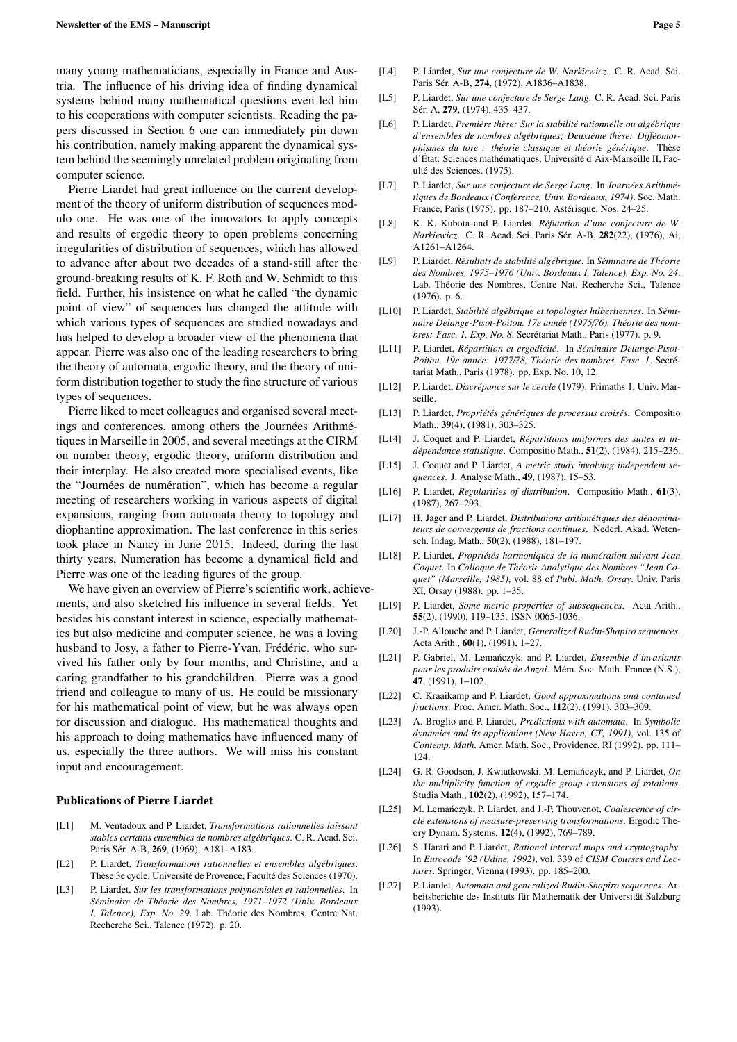many young mathematicians, especially in France and Austria. The influence of his driving idea of finding dynamical systems behind many mathematical questions even led him to his cooperations with computer scientists. Reading the papers discussed in Section 6 one can immediately pin down his contribution, namely making apparent the dynamical system behind the seemingly unrelated problem originating from computer science.

Pierre Liardet had great influence on the current development of the theory of uniform distribution of sequences modulo one. He was one of the innovators to apply concepts and results of ergodic theory to open problems concerning irregularities of distribution of sequences, which has allowed to advance after about two decades of a stand-still after the ground-breaking results of K. F. Roth and W. Schmidt to this field. Further, his insistence on what he called "the dynamic point of view" of sequences has changed the attitude with which various types of sequences are studied nowadays and has helped to develop a broader view of the phenomena that appear. Pierre was also one of the leading researchers to bring the theory of automata, ergodic theory, and the theory of uniform distribution together to study the fine structure of various types of sequences.

Pierre liked to meet colleagues and organised several meetings and conferences, among others the Journées Arithmétiques in Marseille in 2005, and several meetings at the CIRM on number theory, ergodic theory, uniform distribution and their interplay. He also created more specialised events, like the "Journées de numération", which has become a regular meeting of researchers working in various aspects of digital expansions, ranging from automata theory to topology and diophantine approximation. The last conference in this series took place in Nancy in June 2015. Indeed, during the last thirty years, Numeration has become a dynamical field and Pierre was one of the leading figures of the group.

We have given an overview of Pierre's scientific work, achievements, and also sketched his influence in several fields. Yet besides his constant interest in science, especially mathematics but also medicine and computer science, he was a loving husband to Josy, a father to Pierre-Yvan, Frédéric, who survived his father only by four months, and Christine, and a caring grandfather to his grandchildren. Pierre was a good friend and colleague to many of us. He could be missionary for his mathematical point of view, but he was always open for discussion and dialogue. His mathematical thoughts and his approach to doing mathematics have influenced many of us, especially the three authors. We will miss his constant input and encouragement.

## Publications of Pierre Liardet

[L1] M. Ventadoux and P. Liardet, *Transformations rationnelles laissant stables certains ensembles de nombres algébriques*. C. R. Acad. Sci. Paris Sér. A-B, **269**, (1969), A181–A183.

[L2] P. Liardet, *Transformations rationnelles et ensembles algébriques*. Thèse 3e cycle, Université de Provence, Faculté des Sciences (1970).

[L3] P. Liardet, *Sur les transformations polynomiales et rationnelles*. In *Séminaire de Théorie des Nombres, 1971–1972 (Univ. Bordeaux I, Talence), Exp. No. 29*. Lab. Théorie des Nombres, Centre Nat. Recherche Sci., Talence (1972). p. 20.

[L4] P. Liardet, *Sur une conjecture de W. Narkiewicz*. C. R. Acad. Sci. Paris Sér. A-B, **274**, (1972), A1836–A1838.

[L5] P. Liardet, *Sur une conjecture de Serge Lang*. C. R. Acad. Sci. Paris Sér. A, **279**, (1974), 435–437.

[L6] P. Liardet, *Premiére thèse: Sur la stabilité rationnelle ou algébrique d'ensembles de nombres algébriques; Deuxième thèse: Difféomorphismes du tore : théorie classique et théorie générique*. Thèse d'État: Sciences mathématiques, Université d'Aix-Marseille II, Faculté des Sciences. (1975).

[L7] P. Liardet, *Sur une conjecture de Serge Lang*. In *Journées Arithmétiques de Bordeaux (Conference, Univ. Bordeaux, 1974)*. Soc. Math. France, Paris (1975). pp. 187–210. Astérisque, Nos. 24–25.

[L8] K. K. Kubota and P. Liardet, *Réfutation d'une conjecture de W. Narkiewicz*. C. R. Acad. Sci. Paris Sér. A-B, **282**(22), (1976), Ai, A1261–A1264.

[L9] P. Liardet, *Résultats de stabilité algébrique*. In *Séminaire de Théorie des Nombres, 1975–1976 (Univ. Bordeaux I, Talence), Exp. No. 24*. Lab. Théorie des Nombres, Centre Nat. Recherche Sci., Talence (1976). p. 6.

[L10] P. Liardet, *Stabilité algébrique et topologies hilbertiennes*. In *Séminaire Delange-Pisot-Poitou, 17e année (1975/76), Théorie des nombres: Fasc. 1, Exp. No. 8*. Secrétariat Math., Paris (1977). p. 9.

[L11] P. Liardet, *Répartition et ergodicité*. In *Séminaire Delange-Pisot-Poitou, 19e année: 1977/78, Théorie des nombres, Fasc. 1*. Secrétariat Math., Paris (1978). pp. Exp. No. 10, 12.

[L12] P. Liardet, *Discrépance sur le cercle* (1979). Primaths 1, Univ. Marseille.

[L13] P. Liardet, *Propriétés génériques de processus croisés*. Compositio Math., **39**(4), (1981), 303–325.

[L14] J. Coquet and P. Liardet, *Répartitions uniformes des suites et indépendance statistique*. Compositio Math., **51**(2), (1984), 215–236.

[L15] J. Coquet and P. Liardet, *A metric study involving independent sequences*. J. Analyse Math., **49**, (1987), 15–53.

[L16] P. Liardet, *Regularities of distribution*. Compositio Math., **61**(3), (1987), 267–293.

[L17] H. Jager and P. Liardet, *Distributions arithmétiques des dénominateurs de convergents de fractions continues*. Nederl. Akad. Wetensch. Indag. Math., **50**(2), (1988), 181–197.

[L18] P. Liardet, *Propriétés harmoniques de la numération suivant Jean Coquet*. In *Colloque de Théorie Analytique des Nombres "Jean Coquet" (Marseille, 1985)*, vol. 88 of *Publ. Math. Orsay*. Univ. Paris XI, Orsay (1988). pp. 1–35.

[L19] P. Liardet, *Some metric properties of subsequences*. Acta Arith., **55**(2), (1990), 119–135. ISSN 0065-1036.

[L20] J.-P. Allouche and P. Liardet, *Generalized Rudin-Shapiro sequences*. Acta Arith., **60**(1), (1991), 1–27.

[L21] P. Gabriel, M. Lemańczyk, and P. Liardet, *Ensemble d'invariants pour les produits croisés de Anzai*. Mém. Soc. Math. France (N.S.), **47**, (1991), 1–102.

[L22] C. Kraaikamp and P. Liardet, *Good approximations and continued fractions*. Proc. Amer. Math. Soc., **112**(2), (1991), 303–309.

[L23] A. Broglio and P. Liardet, *Predictions with automata*. In *Symbolic dynamics and its applications (New Haven, CT, 1991)*, vol. 135 of *Contemp. Math.* Amer. Math. Soc., Providence, RI (1992). pp. 111–124.

[L24] G. R. Goodson, J. Kwiatkowski, M. Lemańczyk, and P. Liardet, *On the multiplicity function of ergodic group extensions of rotations*. Studia Math., **102**(2), (1992), 157–174.

[L25] M. Lemańczyk, P. Liardet, and J.-P. Thouvenot, *Coalescence of circle extensions of measure-preserving transformations*. Ergodic Theory Dynam. Systems, **12**(4), (1992), 769–789.

[L26] S. Harari and P. Liardet, *Rational interval maps and cryptography*. In *Eurocode '92 (Udine, 1992)*, vol. 339 of *CISM Courses and Lectures*. Springer, Vienna (1993). pp. 185–200.

[L27] P. Liardet, *Automata and generalized Rudin-Shapiro sequences*. Arbeitsberichte des Instituts für Mathematik der Universität Salzburg (1993).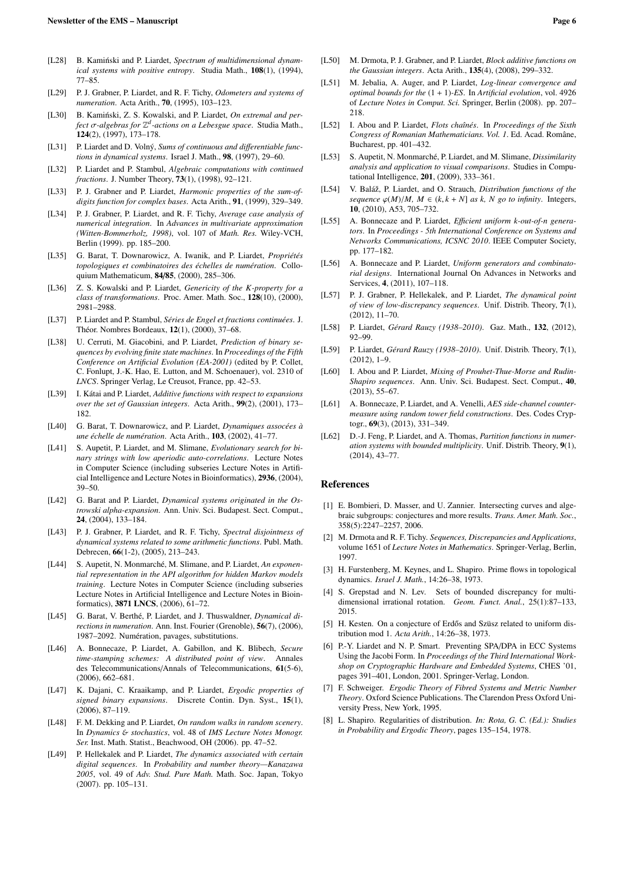[L28] B. Kamiński and P. Liardet, *Spectrum of multidimensional dynamical systems with positive entropy*. Studia Math., **108**(1), (1994), 77–85.

[L29] P. J. Grabner, P. Liardet, and R. F. Tichy, *Odometers and systems of numeration*. Acta Arith., **70**, (1995), 103–123.

[L30] B. Kamiński, Z. S. Kowalski, and P. Liardet, *On extremal and perfect $\sigma$-algebras for $\mathbb{Z}^d$-actions on a Lebesgue space*. Studia Math., **124**(2), (1997), 173–178.

[L31] P. Liardet and D. Volný, *Sums of continuous and differentiable functions in dynamical systems*. Israel J. Math., **98**, (1997), 29–60.

[L32] P. Liardet and P. Stambul, *Algebraic computations with continued fractions*. J. Number Theory, **73**(1), (1998), 92–121.

[L33] P. J. Grabner and P. Liardet, *Harmonic properties of the sum-of-digits function for complex bases*. Acta Arith., **91**, (1999), 329–349.

[L34] P. J. Grabner, P. Liardet, and R. F. Tichy, *Average case analysis of numerical integration*. In *Advances in multivariate approximation (Witten-Bommerholz, 1998)*, vol. 107 of *Math. Res.* Wiley-VCH, Berlin (1999). pp. 185–200.

[L35] G. Barat, T. Downarowicz, A. Iwanik, and P. Liardet, *Propriétés topologiques et combinatoires des échelles de numération*. Colloquium Mathematicum, **84/85**, (2000), 285–306.

[L36] Z. S. Kowalski and P. Liardet, *Genericity of the K-property for a class of transformations*. Proc. Amer. Math. Soc., **128**(10), (2000), 2981–2988.

[L37] P. Liardet and P. Stambul, *Séries de Engel et fractions continuées*. J. Théor. Nombres Bordeaux, **12**(1), (2000), 37–68.

[L38] U. Cerruti, M. Giacobini, and P. Liardet, *Prediction of binary sequences by evolving finite state machines*. In *Proceedings of the Fifth Conference on Artificial Evolution (EA-2001)* (edited by P. Collet, C. Fonlupt, J.-K. Hao, E. Lutton, and M. Schoenauer), vol. 2310 of *LNCS*. Springer Verlag, Le Creusot, France, pp. 42–53.

[L39] I. Kátai and P. Liardet, *Additive functions with respect to expansions over the set of Gaussian integers*. Acta Arith., **99**(2), (2001), 173–182.

[L40] G. Barat, T. Downarowicz, and P. Liardet, *Dynamiques associées à une échelle de numération*. Acta Arith., **103**, (2002), 41–77.

[L41] S. Aupetit, P. Liardet, and M. Slimane, *Evolutionary search for binary strings with low aperiodic auto-correlations*. Lecture Notes in Computer Science (including subseries Lecture Notes in Artificial Intelligence and Lecture Notes in Bioinformatics), **2936**, (2004), 39–50.

[L42] G. Barat and P. Liardet, *Dynamical systems originated in the Ostrowski alpha-expansion*. Ann. Univ. Sci. Budapest. Sect. Comput., **24**, (2004), 133–184.

[L43] P. J. Grabner, P. Liardet, and R. F. Tichy, *Spectral disjointness of dynamical systems related to some arithmetic functions*. Publ. Math. Debrecen, **66**(1-2), (2005), 213–243.

[L44] S. Aupetit, N. Monmarché, M. Slimane, and P. Liardet, *An exponential representation in the API algorithm for hidden Markov models training*. Lecture Notes in Computer Science (including subseries Lecture Notes in Artificial Intelligence and Lecture Notes in Bioinformatics), **3871 LNCS**, (2006), 61–72.

[L45] G. Barat, V. Berthé, P. Liardet, and J. Thuswaldner, *Dynamical directions in numeration*. Ann. Inst. Fourier (Grenoble), **56**(7), (2006), 1987–2092. Numération, pavages, substitutions.

[L46] A. Bonnecaze, P. Liardet, A. Gabillon, and K. Blibech, *Secure time-stamping schemes: A distributed point of view*. Annales des Telecommunications/Annals of Telecommunications, **61**(5-6), (2006), 662–681.

[L47] K. Dajani, C. Kraaikamp, and P. Liardet, *Ergodic properties of signed binary expansions*. Discrete Contin. Dyn. Syst., **15**(1), (2006), 87–119.

[L48] F. M. Dekking and P. Liardet, *On random walks in random scenery*. In *Dynamics & stochastics*, vol. 48 of *IMS Lecture Notes Monogr. Ser.* Inst. Math. Statist., Beachwood, OH (2006). pp. 47–52.

[L49] P. Hellekalek and P. Liardet, *The dynamics associated with certain digital sequences*. In *Probability and number theory—Kanazawa 2005*, vol. 49 of *Adv. Stud. Pure Math.* Math. Soc. Japan, Tokyo (2007). pp. 105–131.

[L50] M. Drmota, P. J. Grabner, and P. Liardet, *Block additive functions on the Gaussian integers*. Acta Arith., **135**(4), (2008), 299–332.

[L51] M. Jebalia, A. Auger, and P. Liardet, *Log-linear convergence and optimal bounds for the* $(1 + 1)$*-ES*. In *Artificial evolution*, vol. 4926 of *Lecture Notes in Comput. Sci.* Springer, Berlin (2008). pp. 207–218.

[L52] I. Abou and P. Liardet, *Flots chaînés*. In *Proceedings of the Sixth Congress of Romanian Mathematicians. Vol. 1*. Ed. Acad. Române, Bucharest, pp. 401–432.

[L53] S. Aupetit, N. Monmarché, P. Liardet, and M. Slimane, *Dissimilarity analysis and application to visual comparisons*. Studies in Computational Intelligence, **201**, (2009), 333–361.

[L54] V. Baláž, P. Liardet, and O. Strauch, *Distribution functions of the sequence* $\varphi(M)/M$, $M \in (k, k + N]$ *as k, N go to infinity*. Integers, **10**, (2010), A53, 705–732.

[L55] A. Bonnecaze and P. Liardet, *Efficient uniform k-out-of-n generators*. In *Proceedings - 5th International Conference on Systems and Networks Communications, ICSNC 2010*. IEEE Computer Society, pp. 177–182.

[L56] A. Bonnecaze and P. Liardet, *Uniform generators and combinatorial designs*. International Journal On Advances in Networks and Services, **4**, (2011), 107–118.

[L57] P. J. Grabner, P. Hellekalek, and P. Liardet, *The dynamical point of view of low-discrepancy sequences*. Unif. Distrib. Theory, **7**(1), (2012), 11–70.

[L58] P. Liardet, *Gérard Rauzy (1938–2010)*. Gaz. Math., **132**, (2012), 92–99.

[L59] P. Liardet, *Gérard Rauzy (1938–2010)*. Unif. Distrib. Theory, **7**(1), (2012), 1–9.

[L60] I. Abou and P. Liardet, *Mixing of Prouhet-Thue-Morse and Rudin-Shapiro sequences*. Ann. Univ. Sci. Budapest. Sect. Comput., **40**, (2013), 55–67.

[L61] A. Bonnecaze, P. Liardet, and A. Venelli, *AES side-channel countermeasure using random tower field constructions*. Des. Codes Cryptogr., **69**(3), (2013), 331–349.

[L62] D.-J. Feng, P. Liardet, and A. Thomas, *Partition functions in numeration systems with bounded multiplicity*. Unif. Distrib. Theory, **9**(1), (2014), 43–77.

## References

[1] E. Bombieri, D. Masser, and U. Zannier. Intersecting curves and algebraic subgroups: conjectures and more results. *Trans. Amer. Math. Soc.*, 358(5):2247–2257, 2006.

[2] M. Drmota and R. F. Tichy. *Sequences, Discrepancies and Applications*, volume 1651 of *Lecture Notes in Mathematics*. Springer-Verlag, Berlin, 1997.

[3] H. Furstenberg, M. Keynes, and L. Shapiro. Prime flows in topological dynamics. *Israel J. Math.*, 14:26–38, 1973.

[4] S. Grepstad and N. Lev. Sets of bounded discrepancy for multi-dimensional irrational rotation. *Geom. Funct. Anal.*, 25(1):87–133, 2015.

[5] H. Kesten. On a conjecture of Erdős and Szüsz related to uniform distribution mod 1. *Acta Arith.*, 14:26–38, 1973.

[6] P.-Y. Liardet and N. P. Smart. Preventing SPA/DPA in ECC Systems Using the Jacobi Form. In *Proceedings of the Third International Workshop on Cryptographic Hardware and Embedded Systems*, CHES '01, pages 391–401, London, 2001. Springer-Verlag, London.

[7] F. Schweiger. *Ergodic Theory of Fibred Systems and Metric Number Theory*. Oxford Science Publications. The Clarendon Press Oxford University Press, New York, 1995.

[8] L. Shapiro. Regularities of distribution. *In: Rota, G. C. (Ed.): Studies in Probability and Ergodic Theory*, pages 135–154, 1978.